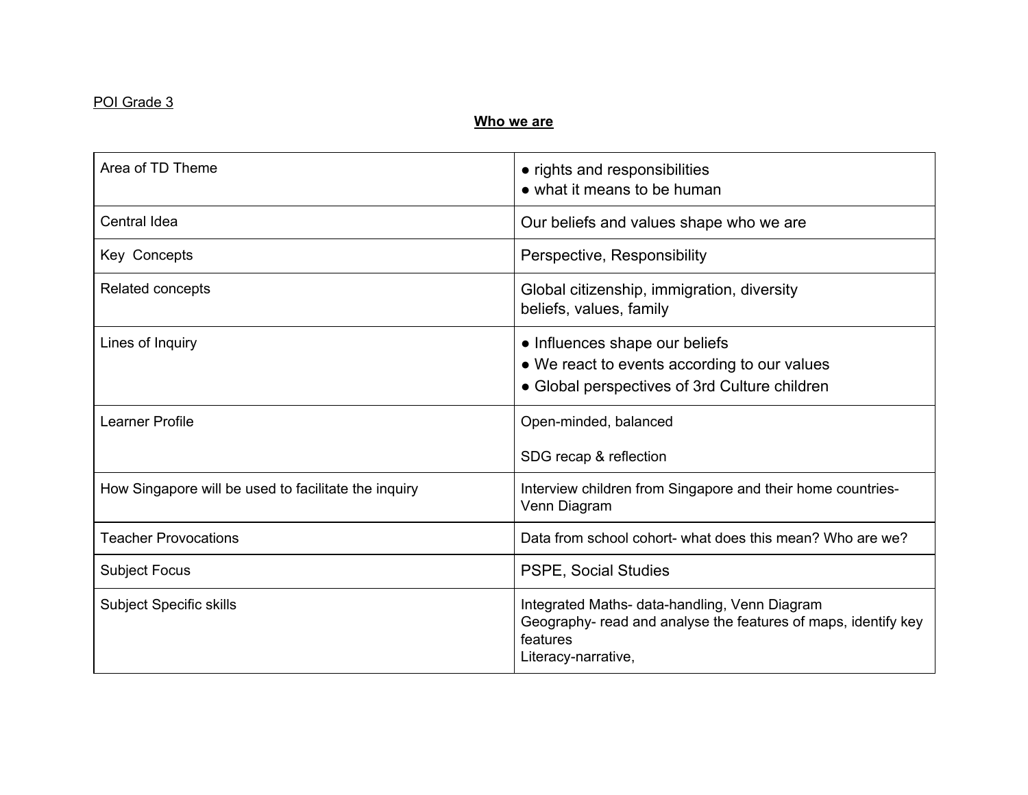POI Grade 3

## **Who we are**

| Area of TD Theme | • rights and responsibilities<br>• what it means to be human |
|---|---|
| Central Idea | Our beliefs and values shape who we are |
| Key Concepts | Perspective, Responsibility |
| Related concepts | Global citizenship, immigration, diversity<br>beliefs, values, family |
| Lines of Inquiry | • Influences shape our beliefs<br>• We react to events according to our values<br>• Global perspectives of 3rd Culture children |
| Learner Profile | Open-minded, balanced<br><br>SDG recap & reflection |
| How Singapore will be used to facilitate the inquiry | Interview children from Singapore and their home countries- Venn Diagram |
| Teacher Provocations | Data from school cohort- what does this mean? Who are we? |
| Subject Focus | PSPE, Social Studies |
| Subject Specific skills | Integrated Maths- data-handling, Venn Diagram<br>Geography- read and analyse the features of maps, identify key features<br>Literacy-narrative, |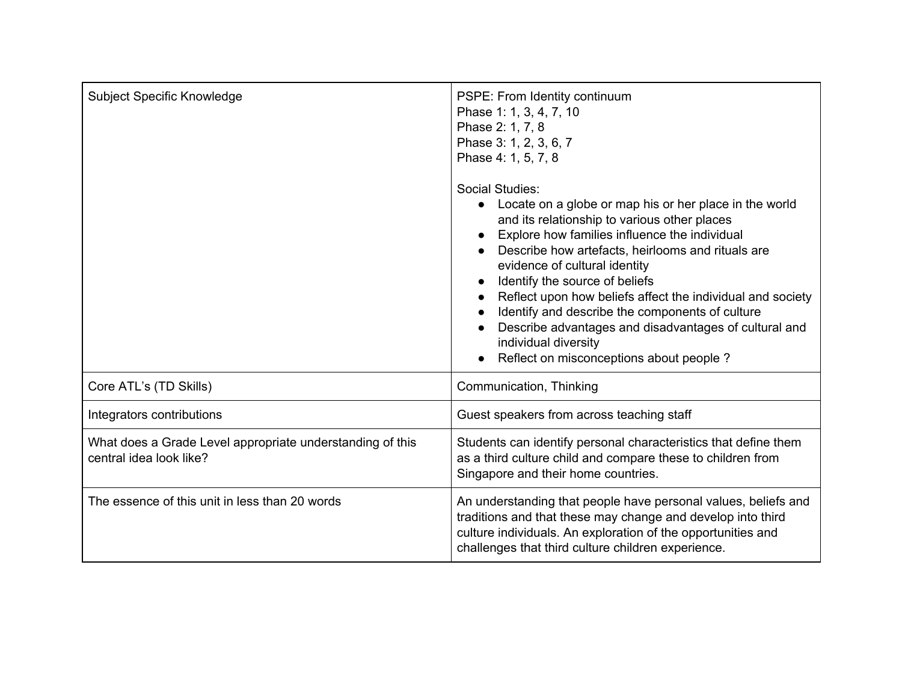| | |
|---|---|
| Subject Specific Knowledge | PSPE: From Identity continuum<br>Phase 1: 1, 3, 4, 7, 10<br>Phase 2: 1, 7, 8<br>Phase 3: 1, 2, 3, 6, 7<br>Phase 4: 1, 5, 7, 8<br><br>Social Studies:<br>• Locate on a globe or map his or her place in the world and its relationship to various other places<br>• Explore how families influence the individual<br>• Describe how artefacts, heirlooms and rituals are evidence of cultural identity<br>• Identify the source of beliefs<br>• Reflect upon how beliefs affect the individual and society<br>• Identify and describe the components of culture<br>• Describe advantages and disadvantages of cultural and individual diversity<br>• Reflect on misconceptions about people ? |
| Core ATL's (TD Skills) | Communication, Thinking |
| Integrators contributions | Guest speakers from across teaching staff |
| What does a Grade Level appropriate understanding of this central idea look like? | Students can identify personal characteristics that define them as a third culture child and compare these to children from Singapore and their home countries. |
| The essence of this unit in less than 20 words | An understanding that people have personal values, beliefs and traditions and that these may change and develop into third culture individuals. An exploration of the opportunities and challenges that third culture children experience. |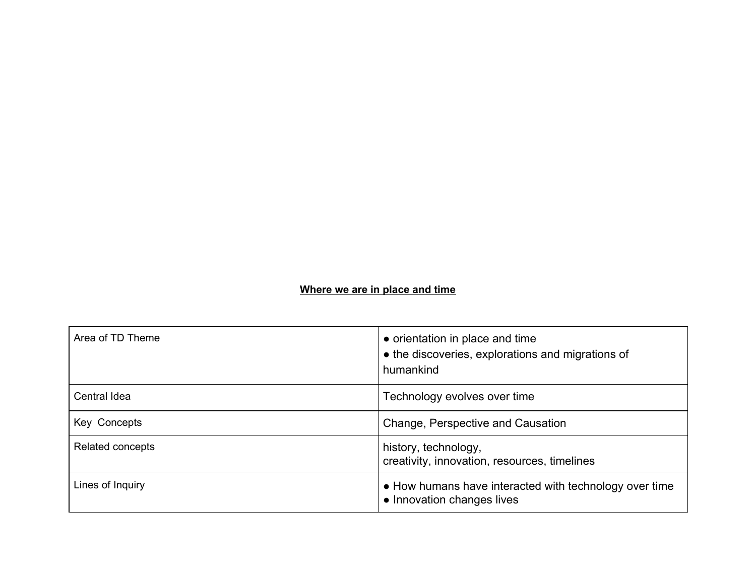**Where we are in place and time**

| Area of TD Theme | ● orientation in place and time<br>● the discoveries, explorations and migrations of humankind |
|---|---|
| Central Idea | Technology evolves over time |
| Key Concepts | Change, Perspective and Causation |
| Related concepts | history, technology,<br>creativity, innovation, resources, timelines |
| Lines of Inquiry | ● How humans have interacted with technology over time<br>● Innovation changes lives |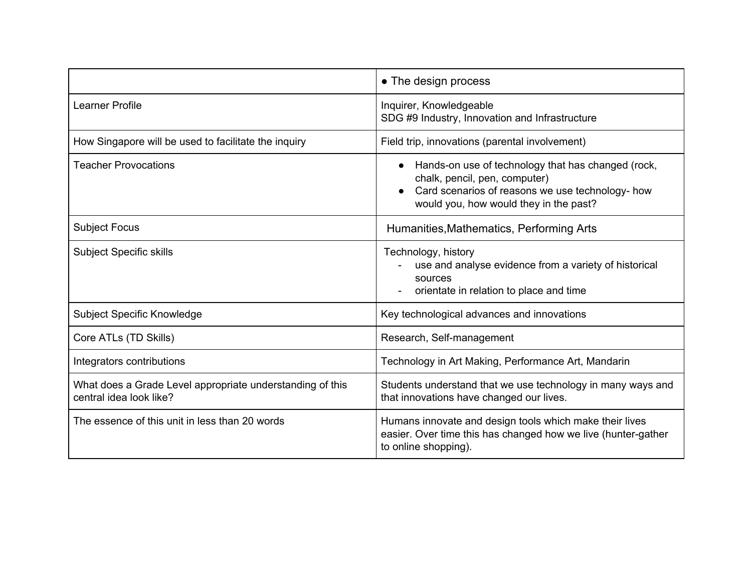| | ● The design process |
|---|---|
| Learner Profile | Inquirer, Knowledgeable<br>SDG #9 Industry, Innovation and Infrastructure |
| How Singapore will be used to facilitate the inquiry | Field trip, innovations (parental involvement) |
| Teacher Provocations | ● Hands-on use of technology that has changed (rock, chalk, pencil, pen, computer)<br>● Card scenarios of reasons we use technology- how would you, how would they in the past? |
| Subject Focus | Humanities,Mathematics, Performing Arts |
| Subject Specific skills | Technology, history<br>- use and analyse evidence from a variety of historical sources<br>- orientate in relation to place and time |
| Subject Specific Knowledge | Key technological advances and innovations |
| Core ATLs (TD Skills) | Research, Self-management |
| Integrators contributions | Technology in Art Making, Performance Art, Mandarin |
| What does a Grade Level appropriate understanding of this central idea look like? | Students understand that we use technology in many ways and that innovations have changed our lives. |
| The essence of this unit in less than 20 words | Humans innovate and design tools which make their lives easier. Over time this has changed how we live (hunter-gather to online shopping). |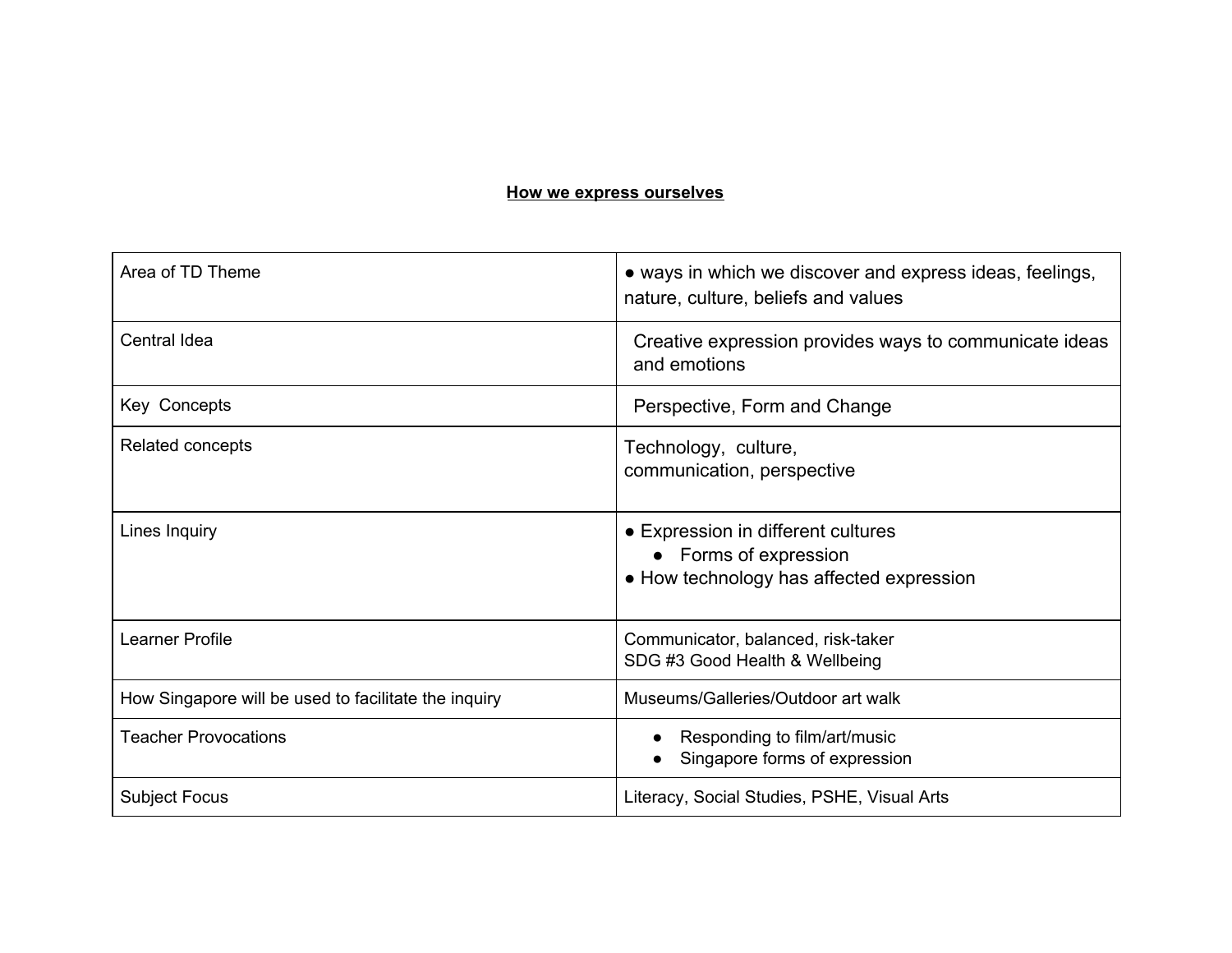**How we express ourselves**

| | |
|---|---|
| Area of TD Theme | ● ways in which we discover and express ideas, feelings, nature, culture, beliefs and values |
| Central Idea | Creative expression provides ways to communicate ideas and emotions |
| Key Concepts | Perspective, Form and Change |
| Related concepts | Technology, culture,<br>communication, perspective |
| Lines Inquiry | ● Expression in different cultures<br>● Forms of expression<br>● How technology has affected expression |
| Learner Profile | Communicator, balanced, risk-taker<br>SDG #3 Good Health & Wellbeing |
| How Singapore will be used to facilitate the inquiry | Museums/Galleries/Outdoor art walk |
| Teacher Provocations | ● Responding to film/art/music<br>● Singapore forms of expression |
| Subject Focus | Literacy, Social Studies, PSHE, Visual Arts |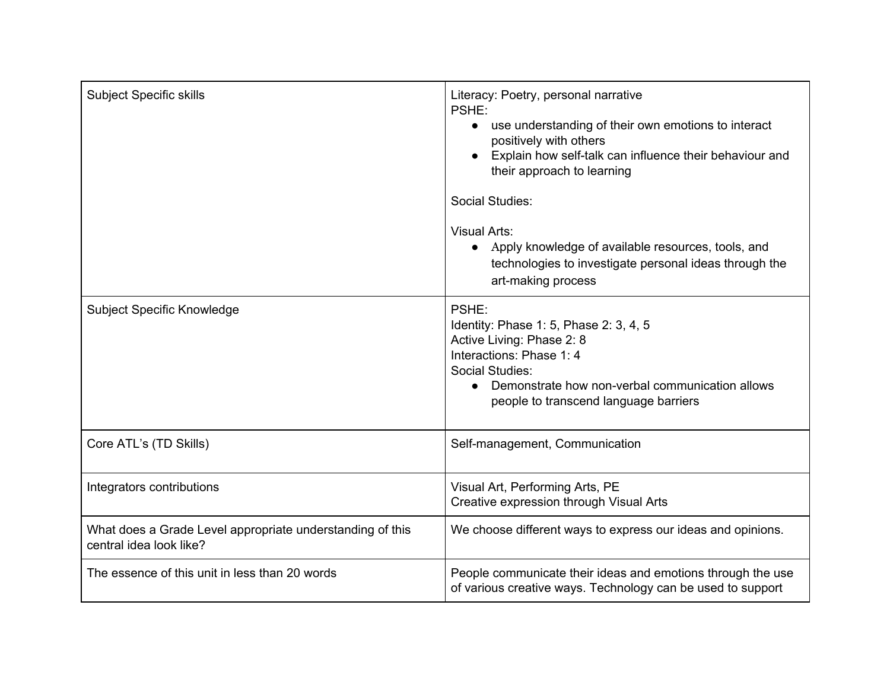| | |
|---|---|
| Subject Specific skills | Literacy: Poetry, personal narrative<br>PSHE:<br>• use understanding of their own emotions to interact positively with others<br>• Explain how self-talk can influence their behaviour and their approach to learning<br><br>Social Studies:<br><br>Visual Arts:<br>• Apply knowledge of available resources, tools, and technologies to investigate personal ideas through the art-making process |
| Subject Specific Knowledge | PSHE:<br>Identity: Phase 1: 5, Phase 2: 3, 4, 5<br>Active Living: Phase 2: 8<br>Interactions: Phase 1: 4<br>Social Studies:<br>• Demonstrate how non-verbal communication allows people to transcend language barriers |
| Core ATL's (TD Skills) | Self-management, Communication |
| Integrators contributions | Visual Art, Performing Arts, PE<br>Creative expression through Visual Arts |
| What does a Grade Level appropriate understanding of this central idea look like? | We choose different ways to express our ideas and opinions. |
| The essence of this unit in less than 20 words | People communicate their ideas and emotions through the use of various creative ways. Technology can be used to support |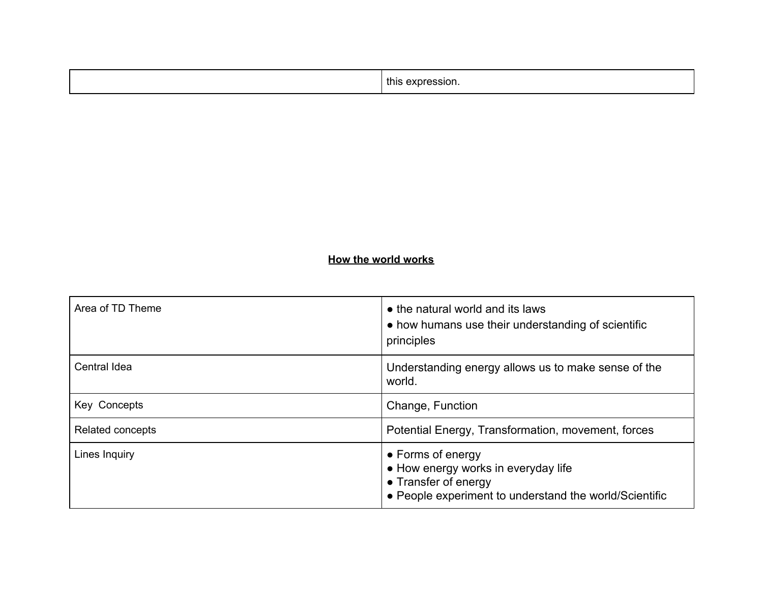| | this expression. |
|---|---|

**How the world works**

| Area of TD Theme | ● the natural world and its laws<br>● how humans use their understanding of scientific principles |
|---|---|
| Central Idea | Understanding energy allows us to make sense of the world. |
| Key  Concepts | Change, Function |
| Related concepts | Potential Energy, Transformation, movement, forces |
| Lines Inquiry | ● Forms of energy<br>● How energy works in everyday life<br>● Transfer of energy<br>● People experiment to understand the world/Scientific |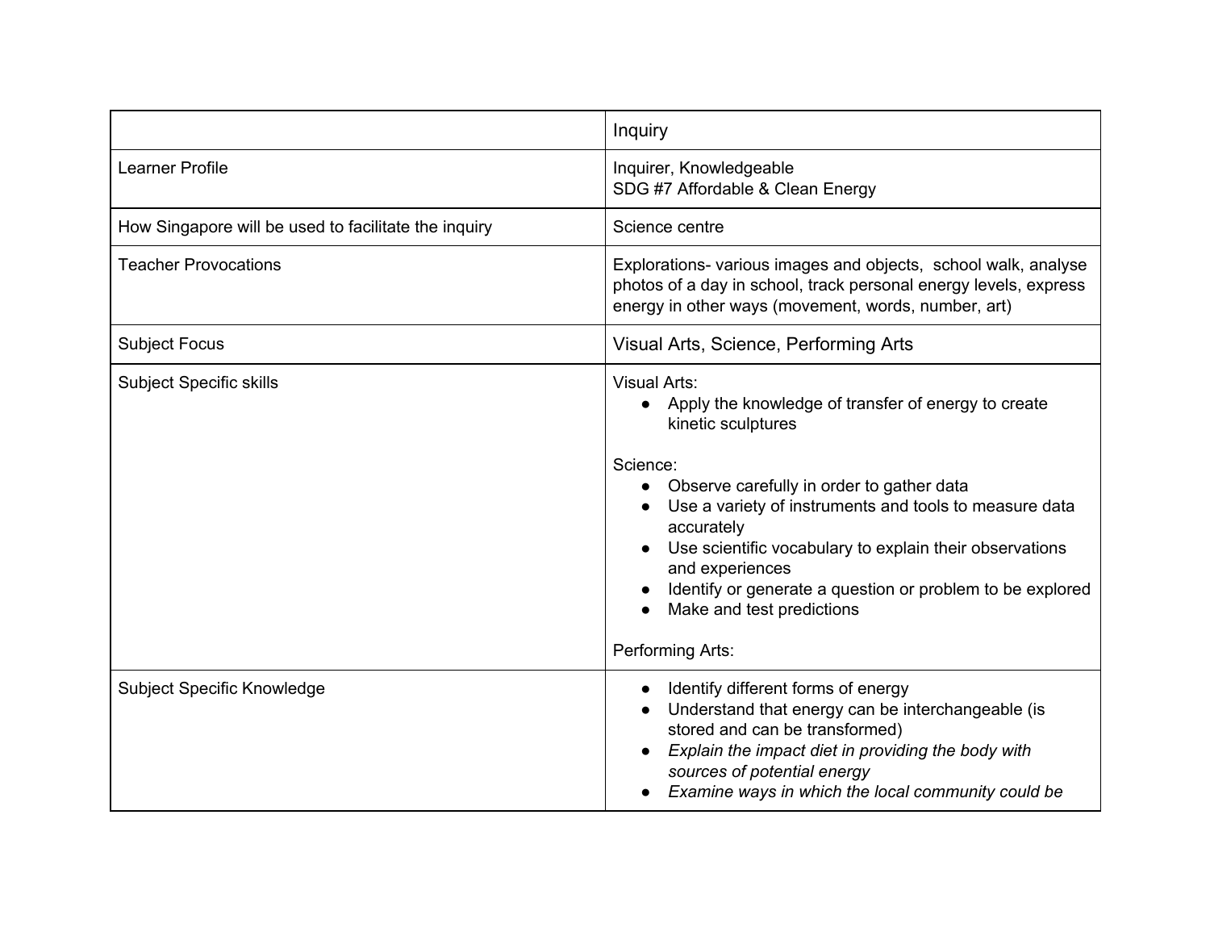| | Inquiry |
|---|---|
| Learner Profile | Inquirer, Knowledgeable<br>SDG #7 Affordable & Clean Energy |
| How Singapore will be used to facilitate the inquiry | Science centre |
| Teacher Provocations | Explorations- various images and objects, school walk, analyse photos of a day in school, track personal energy levels, express energy in other ways (movement, words, number, art) |
| Subject Focus | Visual Arts, Science, Performing Arts |
| Subject Specific skills | Visual Arts:<br>● Apply the knowledge of transfer of energy to create kinetic sculptures<br><br>Science:<br>● Observe carefully in order to gather data<br>● Use a variety of instruments and tools to measure data accurately<br>● Use scientific vocabulary to explain their observations and experiences<br>● Identify or generate a question or problem to be explored<br>● Make and test predictions<br><br>Performing Arts: |
| Subject Specific Knowledge | ● Identify different forms of energy<br>● Understand that energy can be interchangeable (is stored and can be transformed)<br>● *Explain the impact diet in providing the body with sources of potential energy*<br>● *Examine ways in which the local community could be* |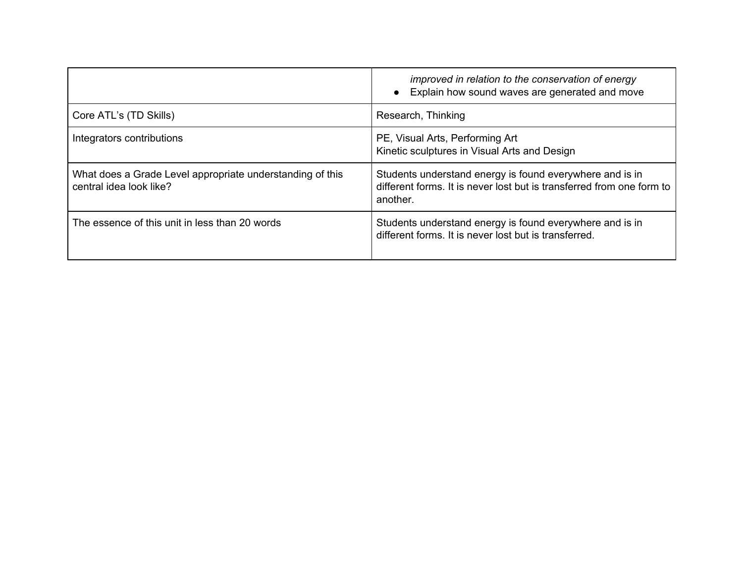| | |
|---|---|
| | *improved in relation to the conservation of energy*<br>● Explain how sound waves are generated and move |
| Core ATL's (TD Skills) | Research, Thinking |
| Integrators contributions | PE, Visual Arts, Performing Art<br>Kinetic sculptures in Visual Arts and Design |
| What does a Grade Level appropriate understanding of this central idea look like? | Students understand energy is found everywhere and is in different forms. It is never lost but is transferred from one form to another. |
| The essence of this unit in less than 20 words | Students understand energy is found everywhere and is in different forms. It is never lost but is transferred. |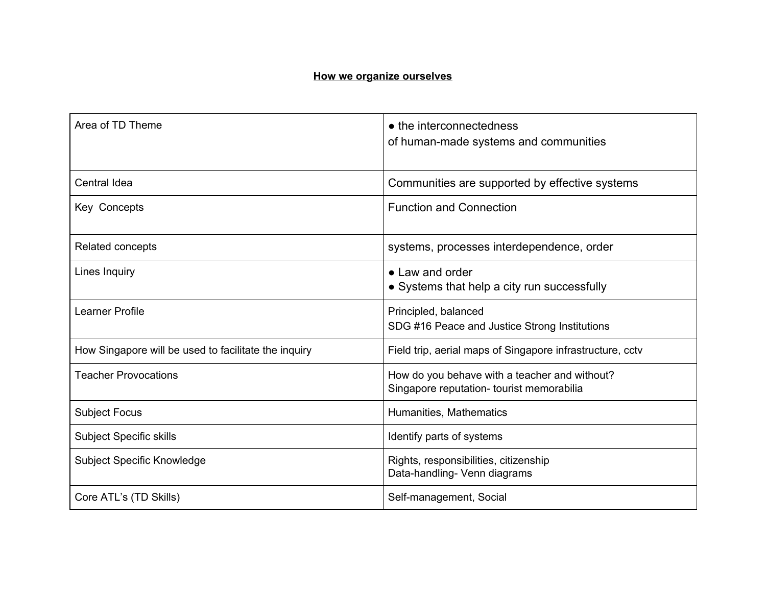**<u>How we organize ourselves</u>**

| | |
|---|---|
| Area of TD Theme | ● the interconnectedness of human-made systems and communities |
| Central Idea | Communities are supported by effective systems |
| Key Concepts | Function and Connection |
| Related concepts | systems, processes interdependence, order |
| Lines Inquiry | ● Law and order<br>● Systems that help a city run successfully |
| Learner Profile | Principled, balanced<br>SDG #16 Peace and Justice Strong Institutions |
| How Singapore will be used to facilitate the inquiry | Field trip, aerial maps of Singapore infrastructure, cctv |
| Teacher Provocations | How do you behave with a teacher and without?<br>Singapore reputation- tourist memorabilia |
| Subject Focus | Humanities, Mathematics |
| Subject Specific skills | Identify parts of systems |
| Subject Specific Knowledge | Rights, responsibilities, citizenship<br>Data-handling- Venn diagrams |
| Core ATL's (TD Skills) | Self-management, Social |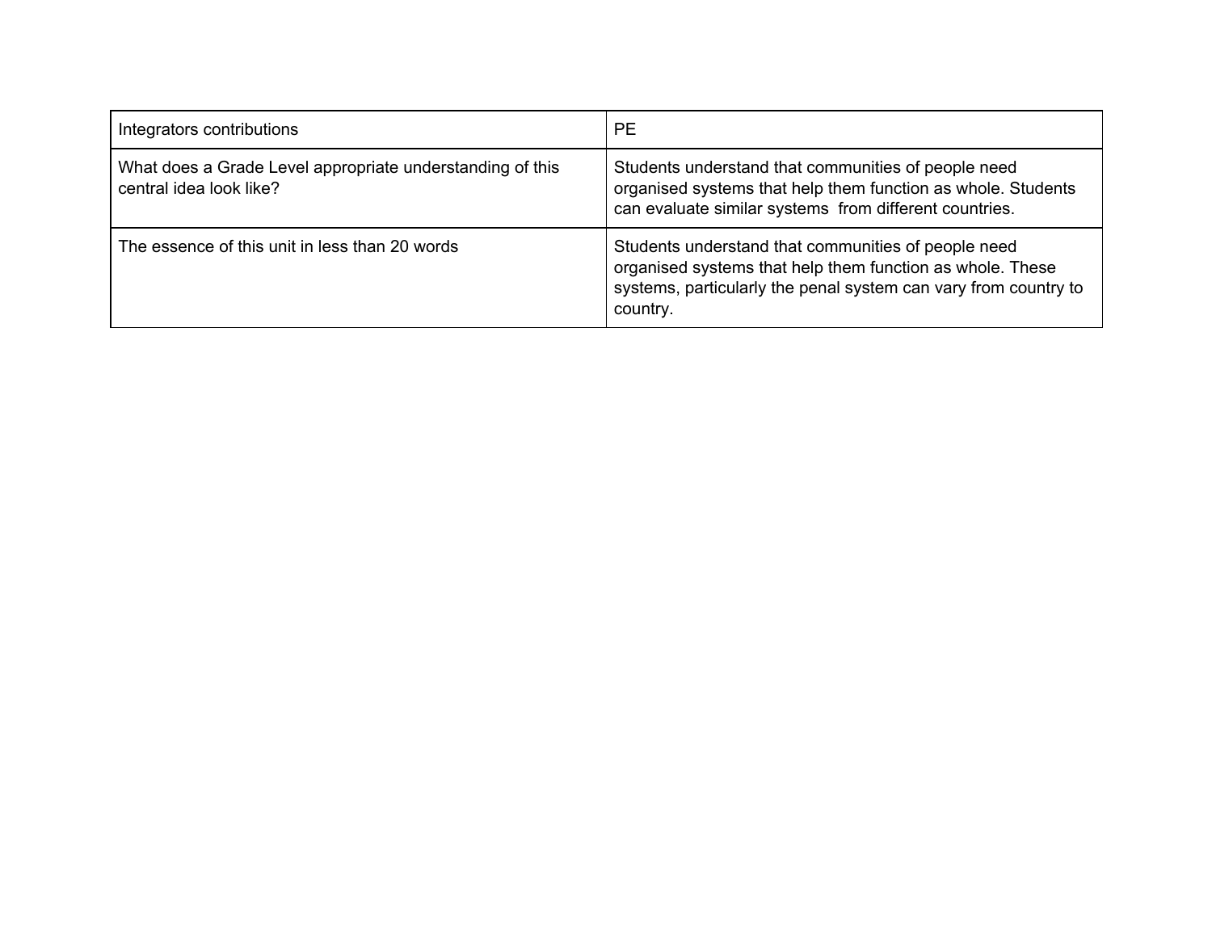| Integrators contributions | PE |
| --- | --- |
| What does a Grade Level appropriate understanding of this central idea look like? | Students understand that communities of people need organised systems that help them function as whole. Students can evaluate similar systems  from different countries. |
| The essence of this unit in less than 20 words | Students understand that communities of people need organised systems that help them function as whole. These systems, particularly the penal system can vary from country to country. |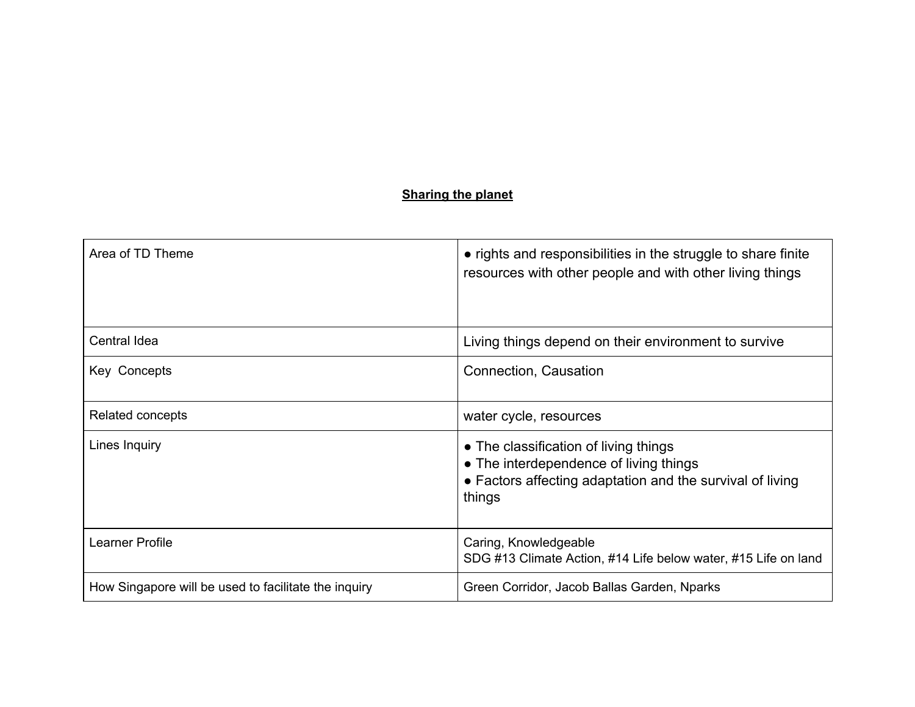**Sharing the planet**

| | |
|---|---|
| Area of TD Theme | ● rights and responsibilities in the struggle to share finite resources with other people and with other living things |
| Central Idea | Living things depend on their environment to survive |
| Key  Concepts | Connection, Causation |
| Related concepts | water cycle, resources |
| Lines Inquiry | ● The classification of living things<br>● The interdependence of living things<br>● Factors affecting adaptation and the survival of living things |
| Learner Profile | Caring, Knowledgeable<br>SDG #13 Climate Action, #14 Life below water, #15 Life on land |
| How Singapore will be used to facilitate the inquiry | Green Corridor, Jacob Ballas Garden, Nparks |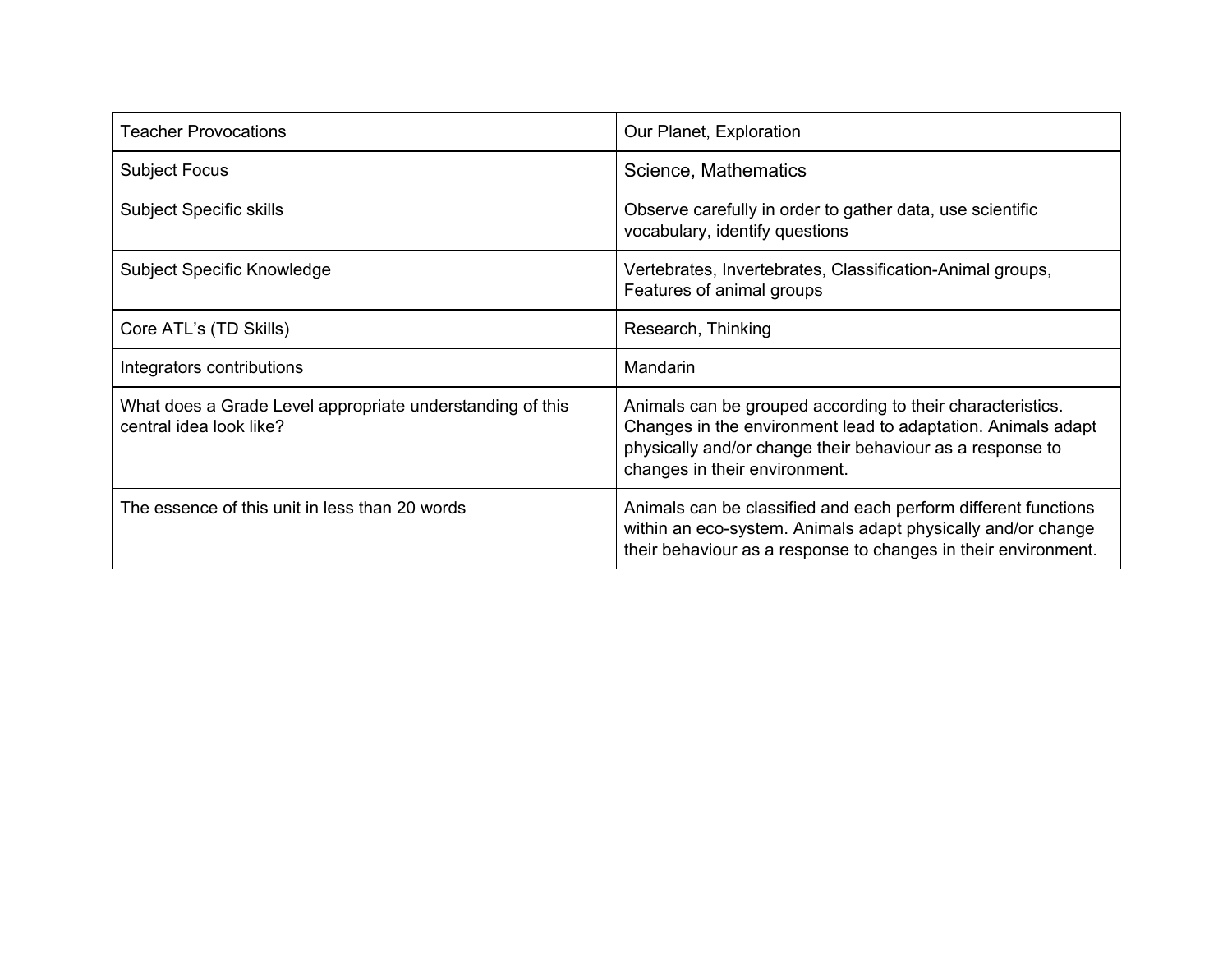| | |
|---|---|
| Teacher Provocations | Our Planet, Exploration |
| Subject Focus | Science, Mathematics |
| Subject Specific skills | Observe carefully in order to gather data, use scientific vocabulary, identify questions |
| Subject Specific Knowledge | Vertebrates, Invertebrates, Classification-Animal groups, Features of animal groups |
| Core ATL's (TD Skills) | Research, Thinking |
| Integrators contributions | Mandarin |
| What does a Grade Level appropriate understanding of this central idea look like? | Animals can be grouped according to their characteristics. Changes in the environment lead to adaptation. Animals adapt physically and/or change their behaviour as a response to changes in their environment. |
| The essence of this unit in less than 20 words | Animals can be classified and each perform different functions within an eco-system. Animals adapt physically and/or change their behaviour as a response to changes in their environment. |